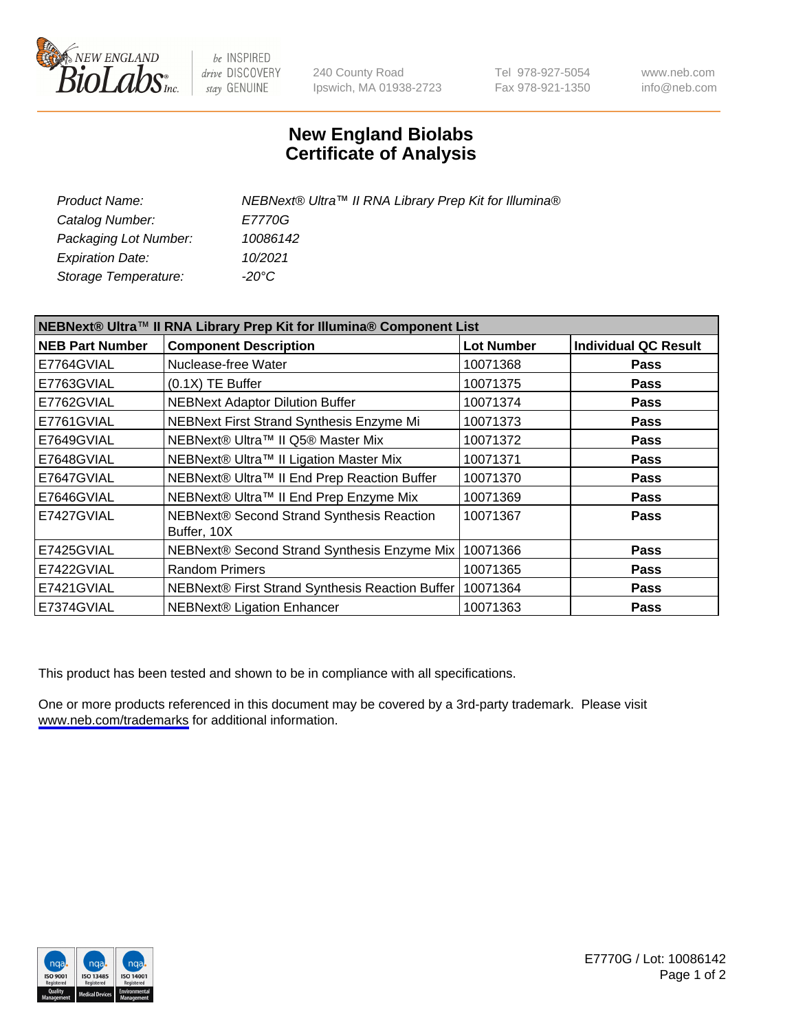240 County Road
Ipswich, MA 01938-2723

Tel 978-927-5054
Fax 978-921-1350

www.neb.com
info@neb.com

# New England Biolabs
# Certificate of Analysis

| | |
|---|---|
| *Product Name:* | *NEBNext® Ultra™ II RNA Library Prep Kit for Illumina®* |
| *Catalog Number:* | *E7770G* |
| *Packaging Lot Number:* | *10086142* |
| *Expiration Date:* | *10/2021* |
| *Storage Temperature:* | *-20°C* |

| NEBNext® Ultra™ II RNA Library Prep Kit for Illumina® Component List | | | |
|---|---|---|---|
| **NEB Part Number** | **Component Description** | **Lot Number** | **Individual QC Result** |
| E7764GVIAL | Nuclease-free Water | 10071368 | **Pass** |
| E7763GVIAL | (0.1X) TE Buffer | 10071375 | **Pass** |
| E7762GVIAL | NEBNext Adaptor Dilution Buffer | 10071374 | **Pass** |
| E7761GVIAL | NEBNext First Strand Synthesis Enzyme Mi | 10071373 | **Pass** |
| E7649GVIAL | NEBNext® Ultra™ II Q5® Master Mix | 10071372 | **Pass** |
| E7648GVIAL | NEBNext® Ultra™ II Ligation Master Mix | 10071371 | **Pass** |
| E7647GVIAL | NEBNext® Ultra™ II End Prep Reaction Buffer | 10071370 | **Pass** |
| E7646GVIAL | NEBNext® Ultra™ II End Prep Enzyme Mix | 10071369 | **Pass** |
| E7427GVIAL | NEBNext® Second Strand Synthesis Reaction Buffer, 10X | 10071367 | **Pass** |
| E7425GVIAL | NEBNext® Second Strand Synthesis Enzyme Mix | 10071366 | **Pass** |
| E7422GVIAL | Random Primers | 10071365 | **Pass** |
| E7421GVIAL | NEBNext® First Strand Synthesis Reaction Buffer | 10071364 | **Pass** |
| E7374GVIAL | NEBNext® Ligation Enhancer | 10071363 | **Pass** |

This product has been tested and shown to be in compliance with all specifications.

One or more products referenced in this document may be covered by a 3rd-party trademark. Please visit www.neb.com/trademarks for additional information.

E7770G / Lot: 10086142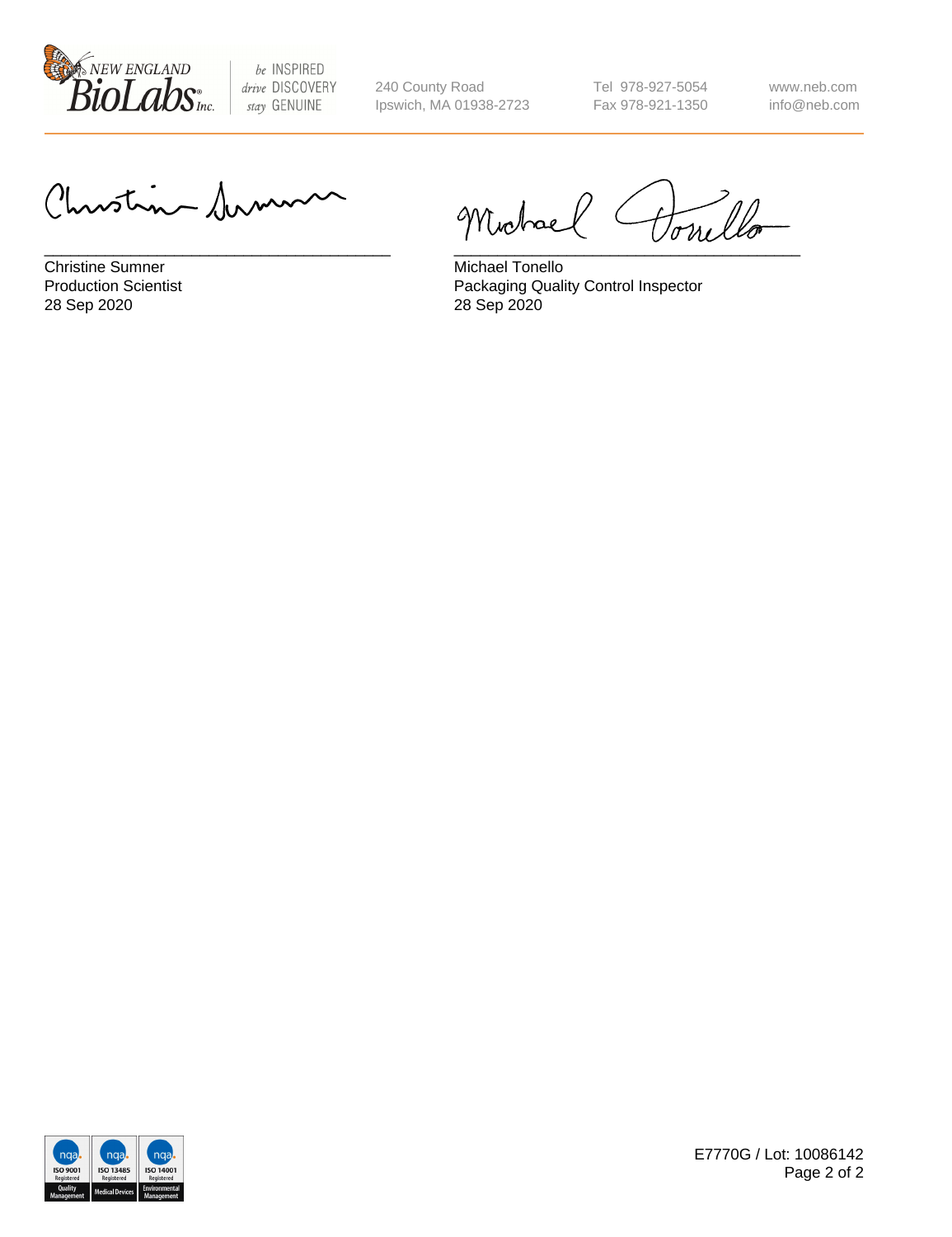NEW ENGLAND BioLabs Inc.

be INSPIRED
drive DISCOVERY
stay GENUINE

240 County Road
Ipswich, MA 01938-2723

Tel 978-927-5054
Fax 978-921-1350

www.neb.com
info@neb.com

Christine Sumner
Production Scientist
28 Sep 2020

Michael Tonello
Packaging Quality Control Inspector
28 Sep 2020

E7770G / Lot: 10086142